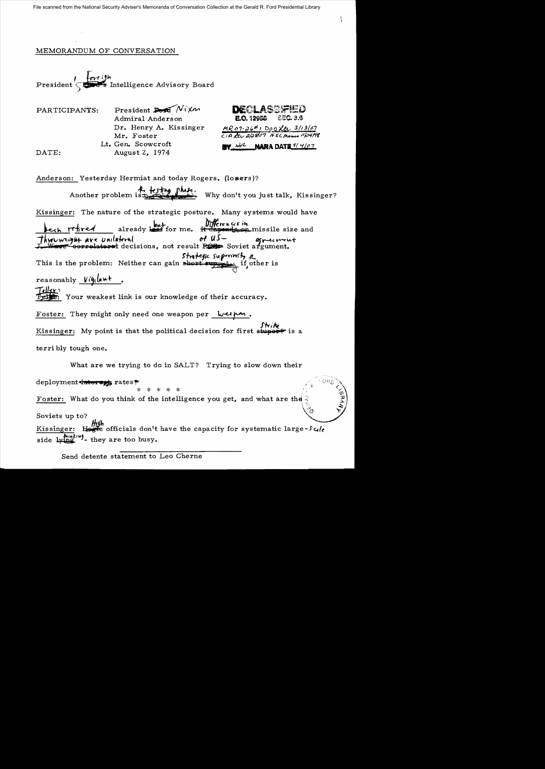File scanned from the National Security Adviser's Memoranda of Conversation Collection at the Gerald R. Ford Presidential Library

MEMORANDUM OF CONVERSATION

President's Foreign Intelligence Advisory Board

PARTICIPANTS: President Nixon
Admiral Anderson
Dr. Henry A. Kissinger
Mr. Foster
Lt. Gen. Scowcroft

DATE: August 2, 1974

DECLASSIFIED
E.O. 12958 SEC. 3.6
MR 07-26#1 DOD ltr 3/13/07
CIA ltr 2/28/07 NSC memo 11/24/98
BY [initials] NARA DATE 9/4/07

Anderson: Yesterday Hermiat and today Rogers. (losers)?

Another problem is the testing phase. Why don't you just talk, Kissinger?

Kissinger: The nature of the strategic posture. Many systems would have been retired already but for me. Differences in missile size and throwweight are unilateral decisions, not result of US-Soviet agreement.

This is the problem: Neither can gain strategic superiority if other is reasonably vigilant.

Teller: Your weakest link is our knowledge of their accuracy.

Foster: They might only need one weapon per weapon.

Kissinger: My point is that the political decision for first strike is a terribly tough one.

What are we trying to do in SALT? Trying to slow down their deployment rates?

\* \* \* \* \*

Foster: What do you think of the intelligence you get, and what are the Soviets up to?

Kissinger: High officials don't have the capacity for systematic large-scale side thinking - they are too busy.

Send detente statement to Leo Cherne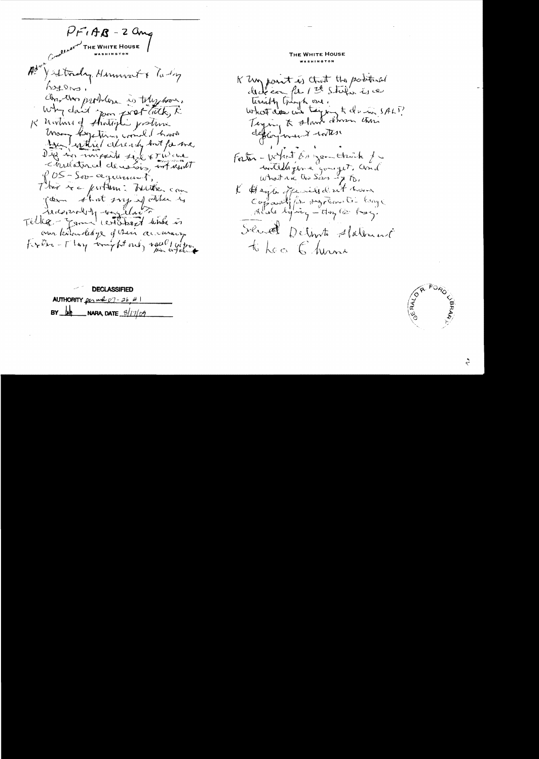PFIAB - 2 Aug

Cont'd THE WHITE HOUSE

WASHINGTON

AA Yesterday Hammond & Turley

reasons.

Another problem is tilly bon.

Why don't you first talk, K

K Nature of strategic posture

Many questions could have been settled already but for the

DOD in-house debate. I would have cumulative decisions, not result

of OS - Sov agreement.

That is a problem. Neither can you whet my of what is reasonably negotiable.

Teller - Some certainty which is our knowledge of their accuracy.

Foster - They might, well! What is

THE WHITE HOUSE

WASHINGTON

K My point is that the political decision for 1st strike is a

terribly tough one.

What are we trying to do in SALT?

Trying to slow down their deployment rates.

Foster - What do you think of intelligence you get. And what are the Sovs up to.

K Haig - Specialists don't have capacity for syntheses, lanyak Admit lying - they lie badly.

Send Defense statement to Leo Cherne